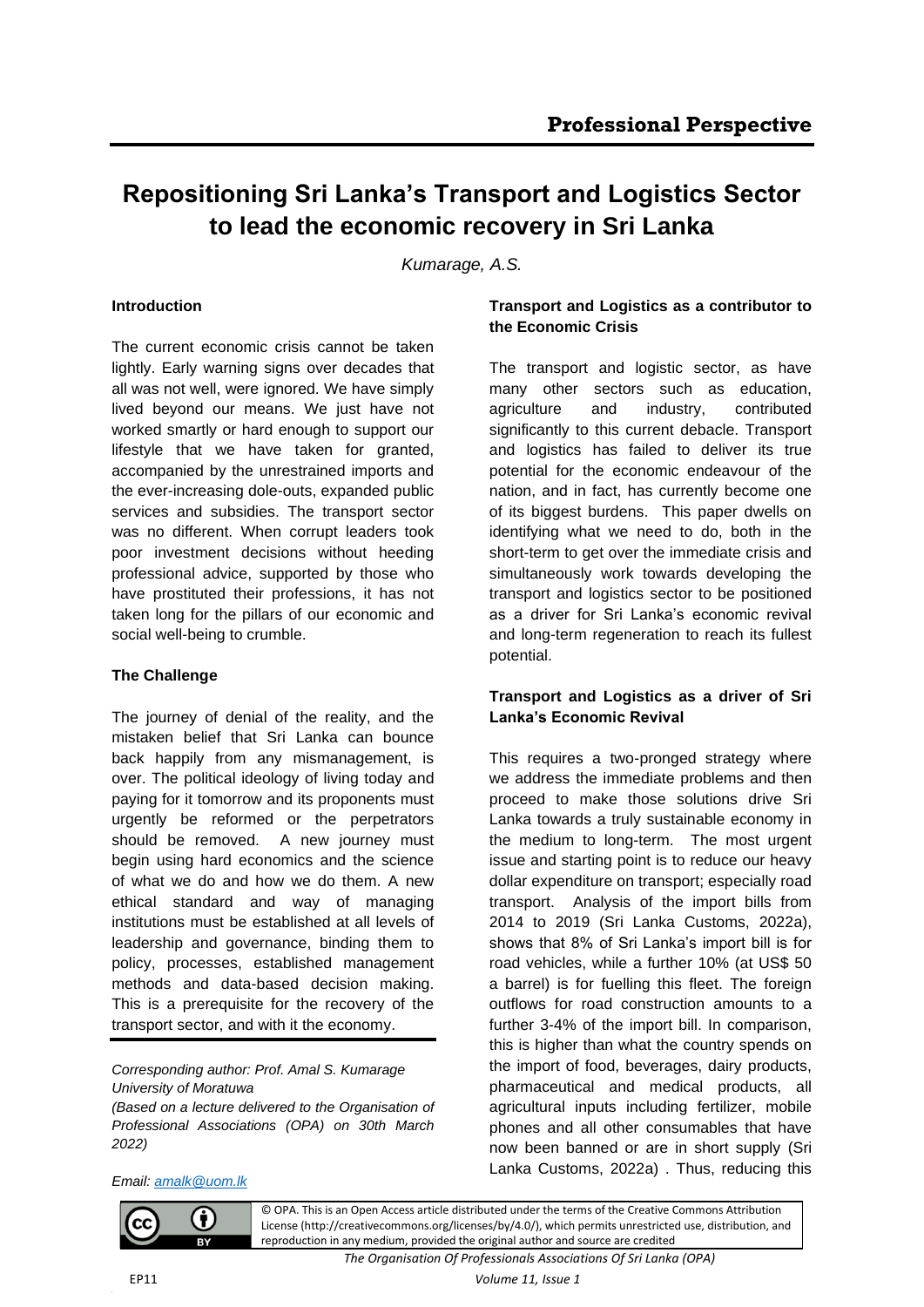Professional Perspective

# Repositioning Sri Lanka's Transport and Logistics Sector to lead the economic recovery in Sri Lanka

*Kumarage, A.S.*

## Introduction

The current economic crisis cannot be taken lightly. Early warning signs over decades that all was not well, were ignored. We have simply lived beyond our means. We just have not worked smartly or hard enough to support our lifestyle that we have taken for granted, accompanied by the unrestrained imports and the ever-increasing dole-outs, expanded public services and subsidies. The transport sector was no different. When corrupt leaders took poor investment decisions without heeding professional advice, supported by those who have prostituted their professions, it has not taken long for the pillars of our economic and social well-being to crumble.

## The Challenge

The journey of denial of the reality, and the mistaken belief that Sri Lanka can bounce back happily from any mismanagement, is over. The political ideology of living today and paying for it tomorrow and its proponents must urgently be reformed or the perpetrators should be removed. A new journey must begin using hard economics and the science of what we do and how we do them. A new ethical standard and way of managing institutions must be established at all levels of leadership and governance, binding them to policy, processes, established management methods and data-based decision making. This is a prerequisite for the recovery of the transport sector, and with it the economy.

*Corresponding author: Prof. Amal S. Kumarage*
*University of Moratuwa*
*(Based on a lecture delivered to the Organisation of Professional Associations (OPA) on 30th March 2022)*

*Email: amalk@uom.lk*

## Transport and Logistics as a contributor to the Economic Crisis

The transport and logistic sector, as have many other sectors such as education, agriculture and industry, contributed significantly to this current debacle. Transport and logistics has failed to deliver its true potential for the economic endeavour of the nation, and in fact, has currently become one of its biggest burdens. This paper dwells on identifying what we need to do, both in the short-term to get over the immediate crisis and simultaneously work towards developing the transport and logistics sector to be positioned as a driver for Sri Lanka's economic revival and long-term regeneration to reach its fullest potential.

## Transport and Logistics as a driver of Sri Lanka's Economic Revival

This requires a two-pronged strategy where we address the immediate problems and then proceed to make those solutions drive Sri Lanka towards a truly sustainable economy in the medium to long-term. The most urgent issue and starting point is to reduce our heavy dollar expenditure on transport; especially road transport. Analysis of the import bills from 2014 to 2019 (Sri Lanka Customs, 2022a), shows that 8% of Sri Lanka's import bill is for road vehicles, while a further 10% (at US$ 50 a barrel) is for fuelling this fleet. The foreign outflows for road construction amounts to a further 3-4% of the import bill. In comparison, this is higher than what the country spends on the import of food, beverages, dairy products, pharmaceutical and medical products, all agricultural inputs including fertilizer, mobile phones and all other consumables that have now been banned or are in short supply (Sri Lanka Customs, 2022a) . Thus, reducing this

© OPA. This is an Open Access article distributed under the terms of the Creative Commons Attribution License (http://creativecommons.org/licenses/by/4.0/), which permits unrestricted use, distribution, and reproduction in any medium, provided the original author and source are credited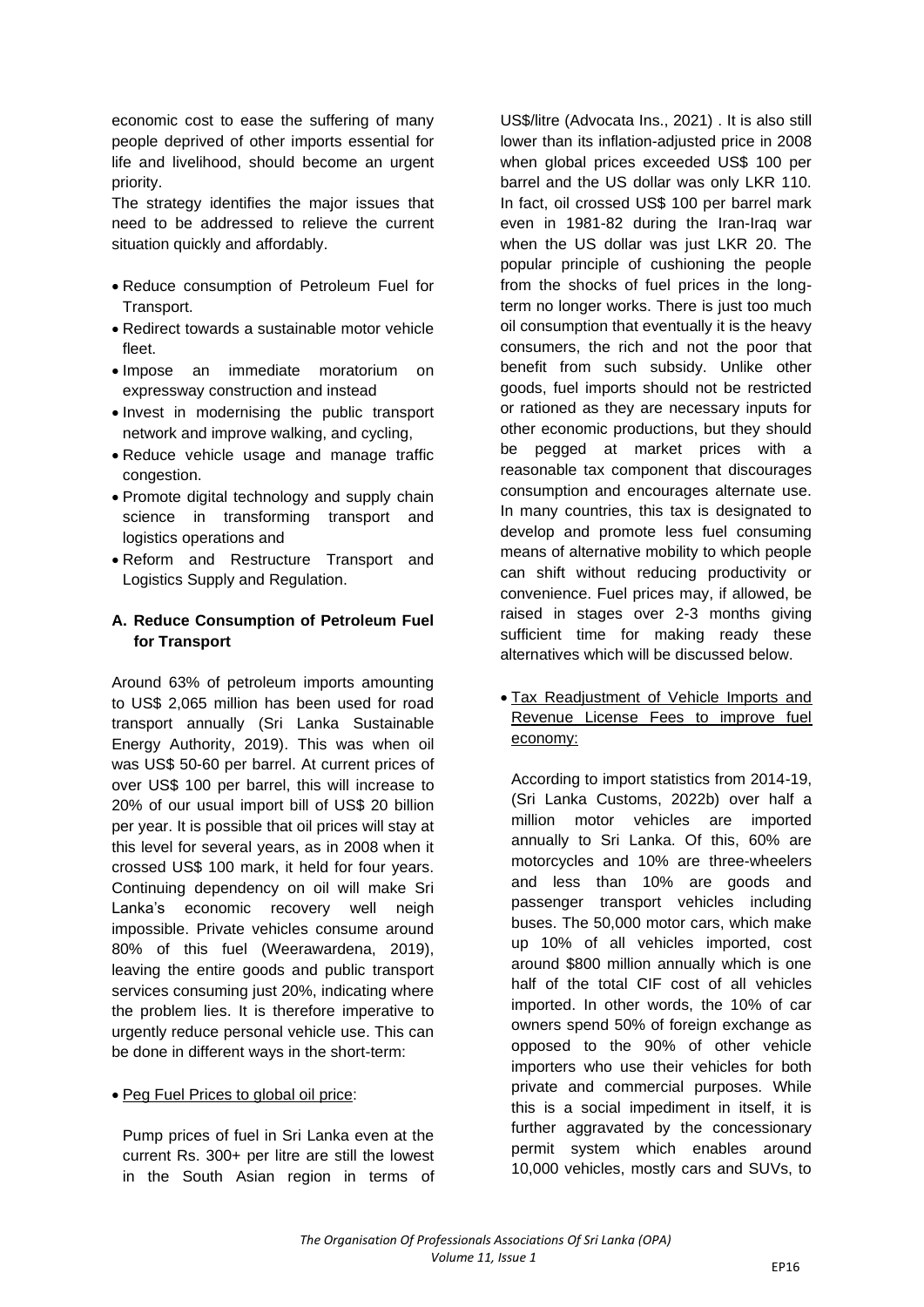economic cost to ease the suffering of many people deprived of other imports essential for life and livelihood, should become an urgent priority.

The strategy identifies the major issues that need to be addressed to relieve the current situation quickly and affordably.

- Reduce consumption of Petroleum Fuel for Transport.
- Redirect towards a sustainable motor vehicle fleet.
- Impose an immediate moratorium on expressway construction and instead
- Invest in modernising the public transport network and improve walking, and cycling,
- Reduce vehicle usage and manage traffic congestion.
- Promote digital technology and supply chain science in transforming transport and logistics operations and
- Reform and Restructure Transport and Logistics Supply and Regulation.

### A. Reduce Consumption of Petroleum Fuel for Transport

Around 63% of petroleum imports amounting to US$ 2,065 million has been used for road transport annually (Sri Lanka Sustainable Energy Authority, 2019). This was when oil was US$ 50-60 per barrel. At current prices of over US$ 100 per barrel, this will increase to 20% of our usual import bill of US$ 20 billion per year. It is possible that oil prices will stay at this level for several years, as in 2008 when it crossed US$ 100 mark, it held for four years. Continuing dependency on oil will make Sri Lanka's economic recovery well neigh impossible. Private vehicles consume around 80% of this fuel (Weerawardena, 2019), leaving the entire goods and public transport services consuming just 20%, indicating where the problem lies. It is therefore imperative to urgently reduce personal vehicle use. This can be done in different ways in the short-term:

- <u>Peg Fuel Prices to global oil price</u>:

  Pump prices of fuel in Sri Lanka even at the current Rs. 300+ per litre are still the lowest in the South Asian region in terms of US$/litre (Advocata Ins., 2021) . It is also still lower than its inflation-adjusted price in 2008 when global prices exceeded US$ 100 per barrel and the US dollar was only LKR 110. In fact, oil crossed US$ 100 per barrel mark even in 1981-82 during the Iran-Iraq war when the US dollar was just LKR 20. The popular principle of cushioning the people from the shocks of fuel prices in the long-term no longer works. There is just too much oil consumption that eventually it is the heavy consumers, the rich and not the poor that benefit from such subsidy. Unlike other goods, fuel imports should not be restricted or rationed as they are necessary inputs for other economic productions, but they should be pegged at market prices with a reasonable tax component that discourages consumption and encourages alternate use. In many countries, this tax is designated to develop and promote less fuel consuming means of alternative mobility to which people can shift without reducing productivity or convenience. Fuel prices may, if allowed, be raised in stages over 2-3 months giving sufficient time for making ready these alternatives which will be discussed below.

- <u>Tax Readjustment of Vehicle Imports and Revenue License Fees to improve fuel economy:</u>

  According to import statistics from 2014-19, (Sri Lanka Customs, 2022b) over half a million motor vehicles are imported annually to Sri Lanka. Of this, 60% are motorcycles and 10% are three-wheelers and less than 10% are goods and passenger transport vehicles including buses. The 50,000 motor cars, which make up 10% of all vehicles imported, cost around $800 million annually which is one half of the total CIF cost of all vehicles imported. In other words, the 10% of car owners spend 50% of foreign exchange as opposed to the 90% of other vehicle importers who use their vehicles for both private and commercial purposes. While this is a social impediment in itself, it is further aggravated by the concessionary permit system which enables around 10,000 vehicles, mostly cars and SUVs, to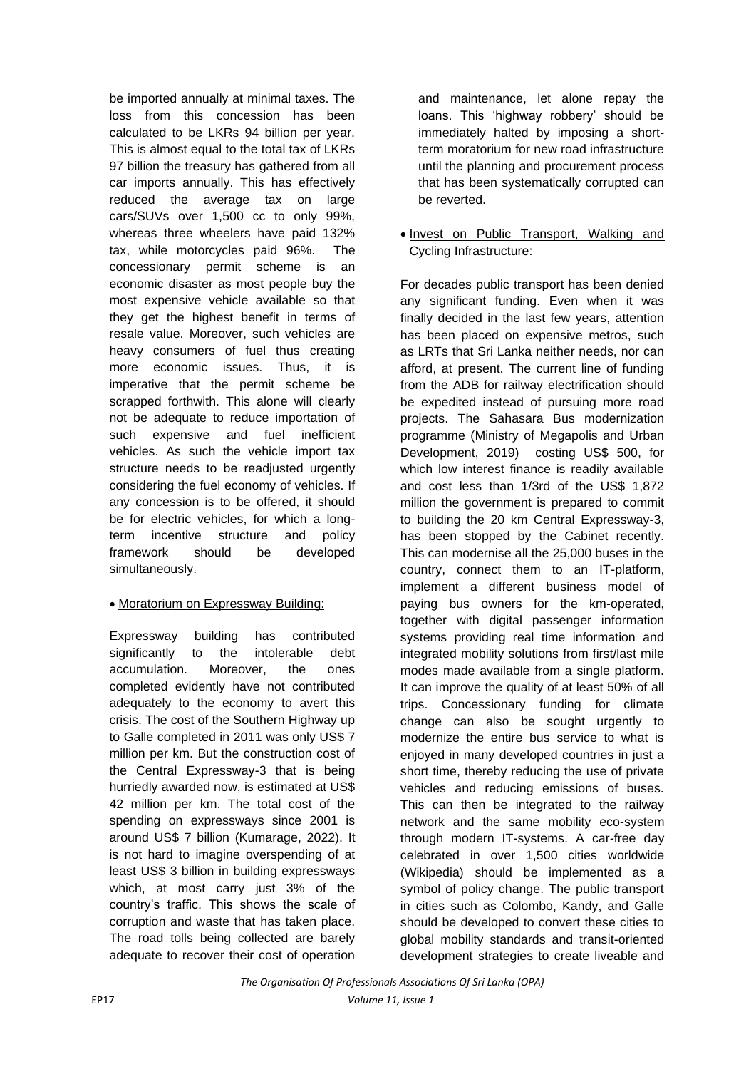be imported annually at minimal taxes. The loss from this concession has been calculated to be LKRs 94 billion per year. This is almost equal to the total tax of LKRs 97 billion the treasury has gathered from all car imports annually. This has effectively reduced the average tax on large cars/SUVs over 1,500 cc to only 99%, whereas three wheelers have paid 132% tax, while motorcycles paid 96%. The concessionary permit scheme is an economic disaster as most people buy the most expensive vehicle available so that they get the highest benefit in terms of resale value. Moreover, such vehicles are heavy consumers of fuel thus creating more economic issues. Thus, it is imperative that the permit scheme be scrapped forthwith. This alone will clearly not be adequate to reduce importation of such expensive and fuel inefficient vehicles. As such the vehicle import tax structure needs to be readjusted urgently considering the fuel economy of vehicles. If any concession is to be offered, it should be for electric vehicles, for which a long-term incentive structure and policy framework should be developed simultaneously.

- <u>Moratorium on Expressway Building:</u>

Expressway building has contributed significantly to the intolerable debt accumulation. Moreover, the ones completed evidently have not contributed adequately to the economy to avert this crisis. The cost of the Southern Highway up to Galle completed in 2011 was only US$ 7 million per km. But the construction cost of the Central Expressway-3 that is being hurriedly awarded now, is estimated at US$ 42 million per km. The total cost of the spending on expressways since 2001 is around US$ 7 billion (Kumarage, 2022). It is not hard to imagine overspending of at least US$ 3 billion in building expressways which, at most carry just 3% of the country's traffic. This shows the scale of corruption and waste that has taken place. The road tolls being collected are barely adequate to recover their cost of operation and maintenance, let alone repay the loans. This 'highway robbery' should be immediately halted by imposing a short-term moratorium for new road infrastructure until the planning and procurement process that has been systematically corrupted can be reverted.

- <u>Invest on Public Transport, Walking and Cycling Infrastructure:</u>

For decades public transport has been denied any significant funding. Even when it was finally decided in the last few years, attention has been placed on expensive metros, such as LRTs that Sri Lanka neither needs, nor can afford, at present. The current line of funding from the ADB for railway electrification should be expedited instead of pursuing more road projects. The Sahasara Bus modernization programme (Ministry of Megapolis and Urban Development, 2019) costing US$ 500, for which low interest finance is readily available and cost less than 1/3rd of the US$ 1,872 million the government is prepared to commit to building the 20 km Central Expressway-3, has been stopped by the Cabinet recently. This can modernise all the 25,000 buses in the country, connect them to an IT-platform, implement a different business model of paying bus owners for the km-operated, together with digital passenger information systems providing real time information and integrated mobility solutions from first/last mile modes made available from a single platform. It can improve the quality of at least 50% of all trips. Concessionary funding for climate change can also be sought urgently to modernize the entire bus service to what is enjoyed in many developed countries in just a short time, thereby reducing the use of private vehicles and reducing emissions of buses. This can then be integrated to the railway network and the same mobility eco-system through modern IT-systems. A car-free day celebrated in over 1,500 cities worldwide (Wikipedia) should be implemented as a symbol of policy change. The public transport in cities such as Colombo, Kandy, and Galle should be developed to convert these cities to global mobility standards and transit-oriented development strategies to create liveable and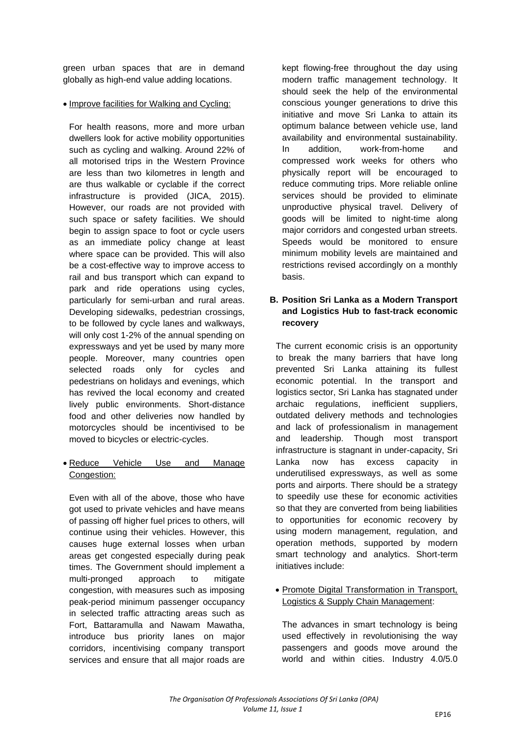green urban spaces that are in demand globally as high-end value adding locations.

- Improve facilities for Walking and Cycling:

  For health reasons, more and more urban dwellers look for active mobility opportunities such as cycling and walking. Around 22% of all motorised trips in the Western Province are less than two kilometres in length and are thus walkable or cyclable if the correct infrastructure is provided (JICA, 2015). However, our roads are not provided with such space or safety facilities. We should begin to assign space to foot or cycle users as an immediate policy change at least where space can be provided. This will also be a cost-effective way to improve access to rail and bus transport which can expand to park and ride operations using cycles, particularly for semi-urban and rural areas. Developing sidewalks, pedestrian crossings, to be followed by cycle lanes and walkways, will only cost 1-2% of the annual spending on expressways and yet be used by many more people. Moreover, many countries open selected roads only for cycles and pedestrians on holidays and evenings, which has revived the local economy and created lively public environments. Short-distance food and other deliveries now handled by motorcycles should be incentivised to be moved to bicycles or electric-cycles.

- Reduce Vehicle Use and Manage Congestion:

  Even with all of the above, those who have got used to private vehicles and have means of passing off higher fuel prices to others, will continue using their vehicles. However, this causes huge external losses when urban areas get congested especially during peak times. The Government should implement a multi-pronged approach to mitigate congestion, with measures such as imposing peak-period minimum passenger occupancy in selected traffic attracting areas such as Fort, Battaramulla and Nawam Mawatha, introduce bus priority lanes on major corridors, incentivising company transport services and ensure that all major roads are kept flowing-free throughout the day using modern traffic management technology. It should seek the help of the environmental conscious younger generations to drive this initiative and move Sri Lanka to attain its optimum balance between vehicle use, land availability and environmental sustainability. In addition, work-from-home and compressed work weeks for others who physically report will be encouraged to reduce commuting trips. More reliable online services should be provided to eliminate unproductive physical travel. Delivery of goods will be limited to night-time along major corridors and congested urban streets. Speeds would be monitored to ensure minimum mobility levels are maintained and restrictions revised accordingly on a monthly basis.

**B. Position Sri Lanka as a Modern Transport and Logistics Hub to fast-track economic recovery**

The current economic crisis is an opportunity to break the many barriers that have long prevented Sri Lanka attaining its fullest economic potential. In the transport and logistics sector, Sri Lanka has stagnated under archaic regulations, inefficient suppliers, outdated delivery methods and technologies and lack of professionalism in management and leadership. Though most transport infrastructure is stagnant in under-capacity, Sri Lanka now has excess capacity in underutilised expressways, as well as some ports and airports. There should be a strategy to speedily use these for economic activities so that they are converted from being liabilities to opportunities for economic recovery by using modern management, regulation, and operation methods, supported by modern smart technology and analytics. Short-term initiatives include:

- Promote Digital Transformation in Transport, Logistics & Supply Chain Management:

  The advances in smart technology is being used effectively in revolutionising the way passengers and goods move around the world and within cities. Industry 4.0/5.0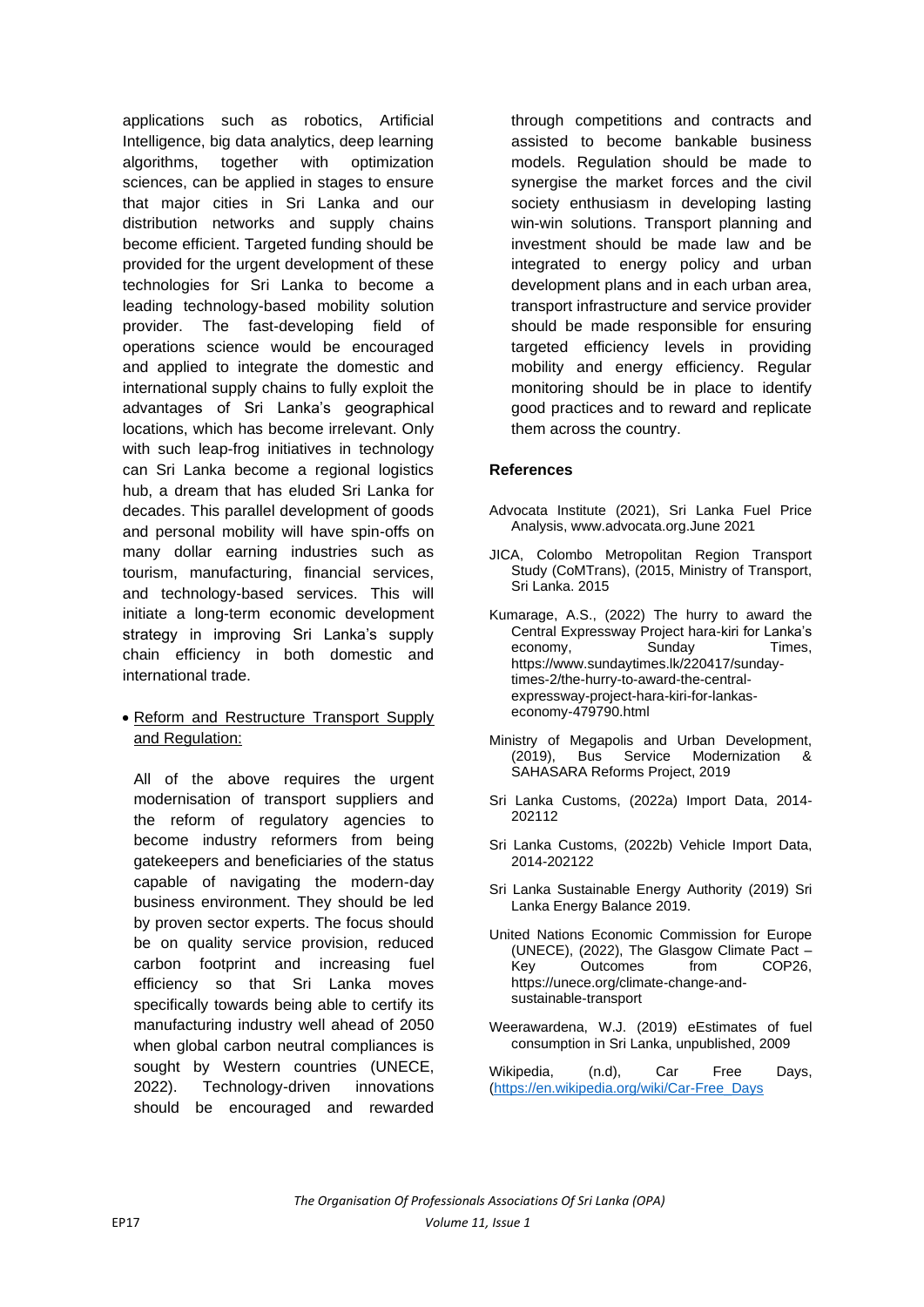applications such as robotics, Artificial Intelligence, big data analytics, deep learning algorithms, together with optimization sciences, can be applied in stages to ensure that major cities in Sri Lanka and our distribution networks and supply chains become efficient. Targeted funding should be provided for the urgent development of these technologies for Sri Lanka to become a leading technology-based mobility solution provider. The fast-developing field of operations science would be encouraged and applied to integrate the domestic and international supply chains to fully exploit the advantages of Sri Lanka's geographical locations, which has become irrelevant. Only with such leap-frog initiatives in technology can Sri Lanka become a regional logistics hub, a dream that has eluded Sri Lanka for decades. This parallel development of goods and personal mobility will have spin-offs on many dollar earning industries such as tourism, manufacturing, financial services, and technology-based services. This will initiate a long-term economic development strategy in improving Sri Lanka's supply chain efficiency in both domestic and international trade.

- Reform and Restructure Transport Supply and Regulation:

  All of the above requires the urgent modernisation of transport suppliers and the reform of regulatory agencies to become industry reformers from being gatekeepers and beneficiaries of the status capable of navigating the modern-day business environment. They should be led by proven sector experts. The focus should be on quality service provision, reduced carbon footprint and increasing fuel efficiency so that Sri Lanka moves specifically towards being able to certify its manufacturing industry well ahead of 2050 when global carbon neutral compliances is sought by Western countries (UNECE, 2022). Technology-driven innovations should be encouraged and rewarded through competitions and contracts and assisted to become bankable business models. Regulation should be made to synergise the market forces and the civil society enthusiasm in developing lasting win-win solutions. Transport planning and investment should be made law and be integrated to energy policy and urban development plans and in each urban area, transport infrastructure and service provider should be made responsible for ensuring targeted efficiency levels in providing mobility and energy efficiency. Regular monitoring should be in place to identify good practices and to reward and replicate them across the country.

## References

Advocata Institute (2021), Sri Lanka Fuel Price Analysis, www.advocata.org.June 2021

JICA, Colombo Metropolitan Region Transport Study (CoMTrans), (2015, Ministry of Transport, Sri Lanka. 2015

Kumarage, A.S., (2022) The hurry to award the Central Expressway Project hara-kiri for Lanka's economy, Sunday Times, https://www.sundaytimes.lk/220417/sunday-times-2/the-hurry-to-award-the-central-expressway-project-hara-kiri-for-lankas-economy-479790.html

Ministry of Megapolis and Urban Development, (2019), Bus Service Modernization & SAHASARA Reforms Project, 2019

Sri Lanka Customs, (2022a) Import Data, 2014-202112

Sri Lanka Customs, (2022b) Vehicle Import Data, 2014-202122

Sri Lanka Sustainable Energy Authority (2019) Sri Lanka Energy Balance 2019.

United Nations Economic Commission for Europe (UNECE), (2022), The Glasgow Climate Pact – Key Outcomes from COP26, https://unece.org/climate-change-and-sustainable-transport

Weerawardena, W.J. (2019) eEstimates of fuel consumption in Sri Lanka, unpublished, 2009

Wikipedia, (n.d), Car Free Days, (https://en.wikipedia.org/wiki/Car-Free_Days